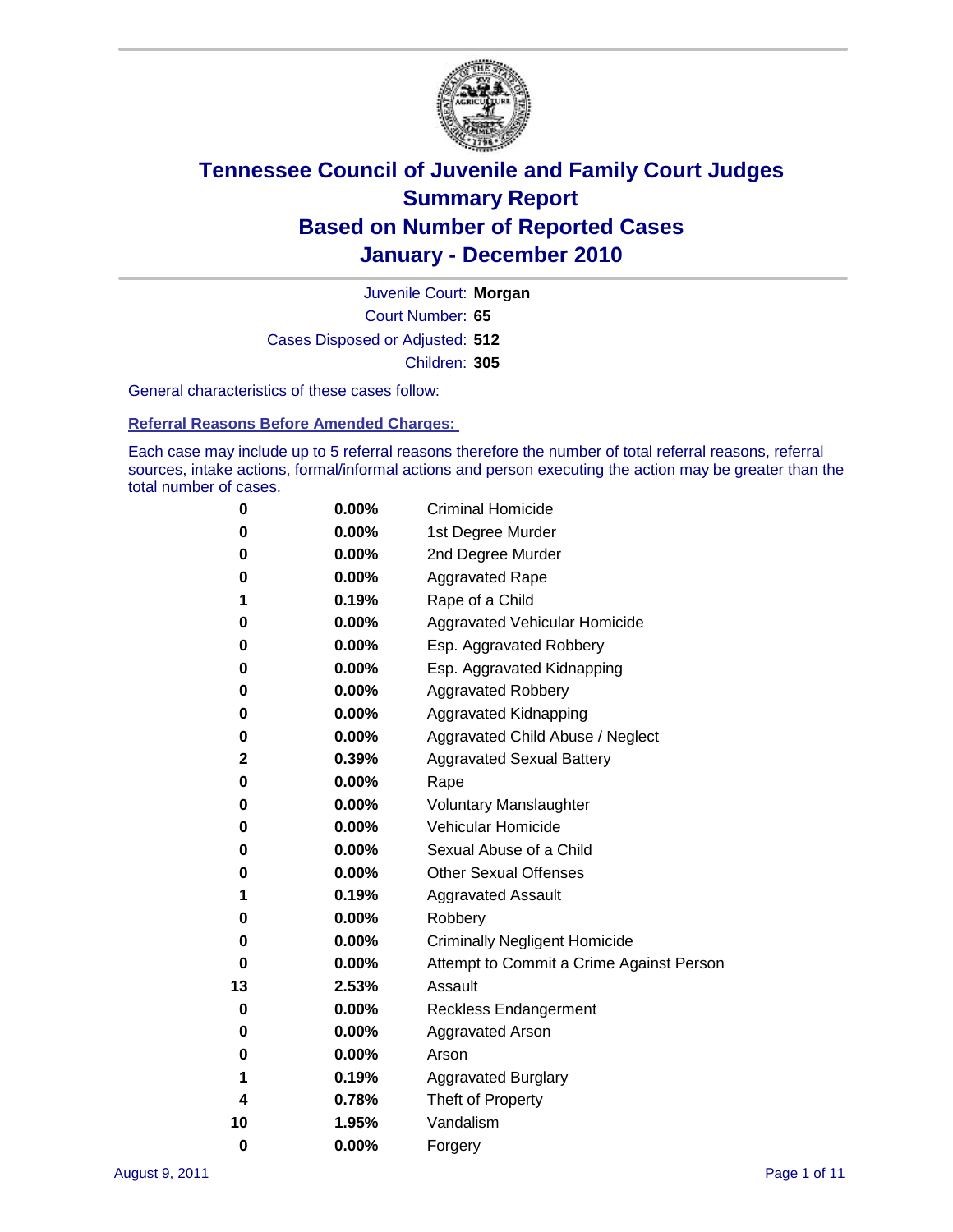# Tennessee Council of Juvenile and Family Court Judges
## Summary Report
## Based on Number of Reported Cases
## January - December 2010

Juvenile Court: **Morgan**

Court Number: **65**

Cases Disposed or Adjusted: **512**

Children: **305**

General characteristics of these cases follow:

### Referral Reasons Before Amended Charges:

Each case may include up to 5 referral reasons therefore the number of total referral reasons, referral sources, intake actions, formal/informal actions and person executing the action may be greater than the total number of cases.

| Count | Percent | Referral Reason |
|---|---|---|
| 0 | 0.00% | Criminal Homicide |
| 0 | 0.00% | 1st Degree Murder |
| 0 | 0.00% | 2nd Degree Murder |
| 0 | 0.00% | Aggravated Rape |
| 1 | 0.19% | Rape of a Child |
| 0 | 0.00% | Aggravated Vehicular Homicide |
| 0 | 0.00% | Esp. Aggravated Robbery |
| 0 | 0.00% | Esp. Aggravated Kidnapping |
| 0 | 0.00% | Aggravated Robbery |
| 0 | 0.00% | Aggravated Kidnapping |
| 0 | 0.00% | Aggravated Child Abuse / Neglect |
| 2 | 0.39% | Aggravated Sexual Battery |
| 0 | 0.00% | Rape |
| 0 | 0.00% | Voluntary Manslaughter |
| 0 | 0.00% | Vehicular Homicide |
| 0 | 0.00% | Sexual Abuse of a Child |
| 0 | 0.00% | Other Sexual Offenses |
| 1 | 0.19% | Aggravated Assault |
| 0 | 0.00% | Robbery |
| 0 | 0.00% | Criminally Negligent Homicide |
| 0 | 0.00% | Attempt to Commit a Crime Against Person |
| 13 | 2.53% | Assault |
| 0 | 0.00% | Reckless Endangerment |
| 0 | 0.00% | Aggravated Arson |
| 0 | 0.00% | Arson |
| 1 | 0.19% | Aggravated Burglary |
| 4 | 0.78% | Theft of Property |
| 10 | 1.95% | Vandalism |
| 0 | 0.00% | Forgery |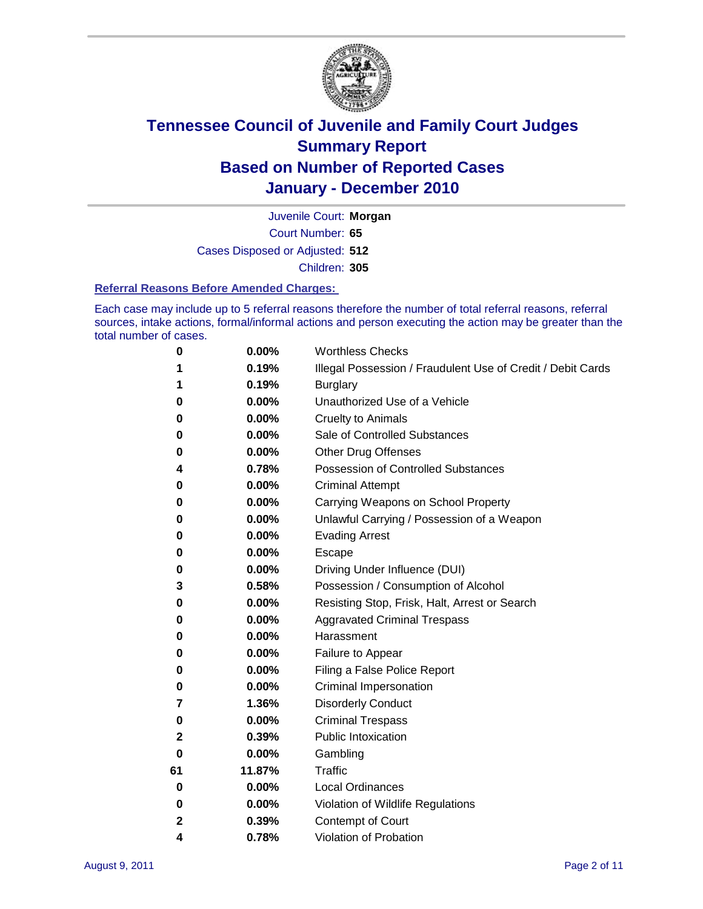# Tennessee Council of Juvenile and Family Court Judges
## Summary Report
## Based on Number of Reported Cases
## January - December 2010

Juvenile Court: **Morgan**
Court Number: **65**
Cases Disposed or Adjusted: **512**
Children: **305**

### Referral Reasons Before Amended Charges:

Each case may include up to 5 referral reasons therefore the number of total referral reasons, referral sources, intake actions, formal/informal actions and person executing the action may be greater than the total number of cases.

| Count | Percent | Referral Reason |
|---|---|---|
| 0 | 0.00% | Worthless Checks |
| 1 | 0.19% | Illegal Possession / Fraudulent Use of Credit / Debit Cards |
| 1 | 0.19% | Burglary |
| 0 | 0.00% | Unauthorized Use of a Vehicle |
| 0 | 0.00% | Cruelty to Animals |
| 0 | 0.00% | Sale of Controlled Substances |
| 0 | 0.00% | Other Drug Offenses |
| 4 | 0.78% | Possession of Controlled Substances |
| 0 | 0.00% | Criminal Attempt |
| 0 | 0.00% | Carrying Weapons on School Property |
| 0 | 0.00% | Unlawful Carrying / Possession of a Weapon |
| 0 | 0.00% | Evading Arrest |
| 0 | 0.00% | Escape |
| 0 | 0.00% | Driving Under Influence (DUI) |
| 3 | 0.58% | Possession / Consumption of Alcohol |
| 0 | 0.00% | Resisting Stop, Frisk, Halt, Arrest or Search |
| 0 | 0.00% | Aggravated Criminal Trespass |
| 0 | 0.00% | Harassment |
| 0 | 0.00% | Failure to Appear |
| 0 | 0.00% | Filing a False Police Report |
| 0 | 0.00% | Criminal Impersonation |
| 7 | 1.36% | Disorderly Conduct |
| 0 | 0.00% | Criminal Trespass |
| 2 | 0.39% | Public Intoxication |
| 0 | 0.00% | Gambling |
| 61 | 11.87% | Traffic |
| 0 | 0.00% | Local Ordinances |
| 0 | 0.00% | Violation of Wildlife Regulations |
| 2 | 0.39% | Contempt of Court |
| 4 | 0.78% | Violation of Probation |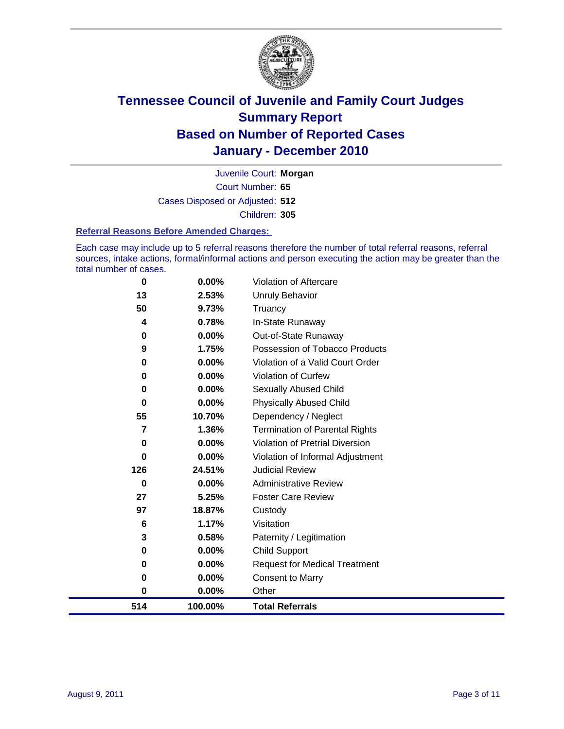# Tennessee Council of Juvenile and Family Court Judges
## Summary Report
## Based on Number of Reported Cases
## January - December 2010

Juvenile Court: **Morgan**

Court Number: **65**

Cases Disposed or Adjusted: **512**

Children: **305**

### Referral Reasons Before Amended Charges:

Each case may include up to 5 referral reasons therefore the number of total referral reasons, referral sources, intake actions, formal/informal actions and person executing the action may be greater than the total number of cases.

| Count | Percent | Referral Reason |
|---|---|---|
| 0 | 0.00% | Violation of Aftercare |
| 13 | 2.53% | Unruly Behavior |
| 50 | 9.73% | Truancy |
| 4 | 0.78% | In-State Runaway |
| 0 | 0.00% | Out-of-State Runaway |
| 9 | 1.75% | Possession of Tobacco Products |
| 0 | 0.00% | Violation of a Valid Court Order |
| 0 | 0.00% | Violation of Curfew |
| 0 | 0.00% | Sexually Abused Child |
| 0 | 0.00% | Physically Abused Child |
| 55 | 10.70% | Dependency / Neglect |
| 7 | 1.36% | Termination of Parental Rights |
| 0 | 0.00% | Violation of Pretrial Diversion |
| 0 | 0.00% | Violation of Informal Adjustment |
| 126 | 24.51% | Judicial Review |
| 0 | 0.00% | Administrative Review |
| 27 | 5.25% | Foster Care Review |
| 97 | 18.87% | Custody |
| 6 | 1.17% | Visitation |
| 3 | 0.58% | Paternity / Legitimation |
| 0 | 0.00% | Child Support |
| 0 | 0.00% | Request for Medical Treatment |
| 0 | 0.00% | Consent to Marry |
| 0 | 0.00% | Other |
| **514** | **100.00%** | **Total Referrals** |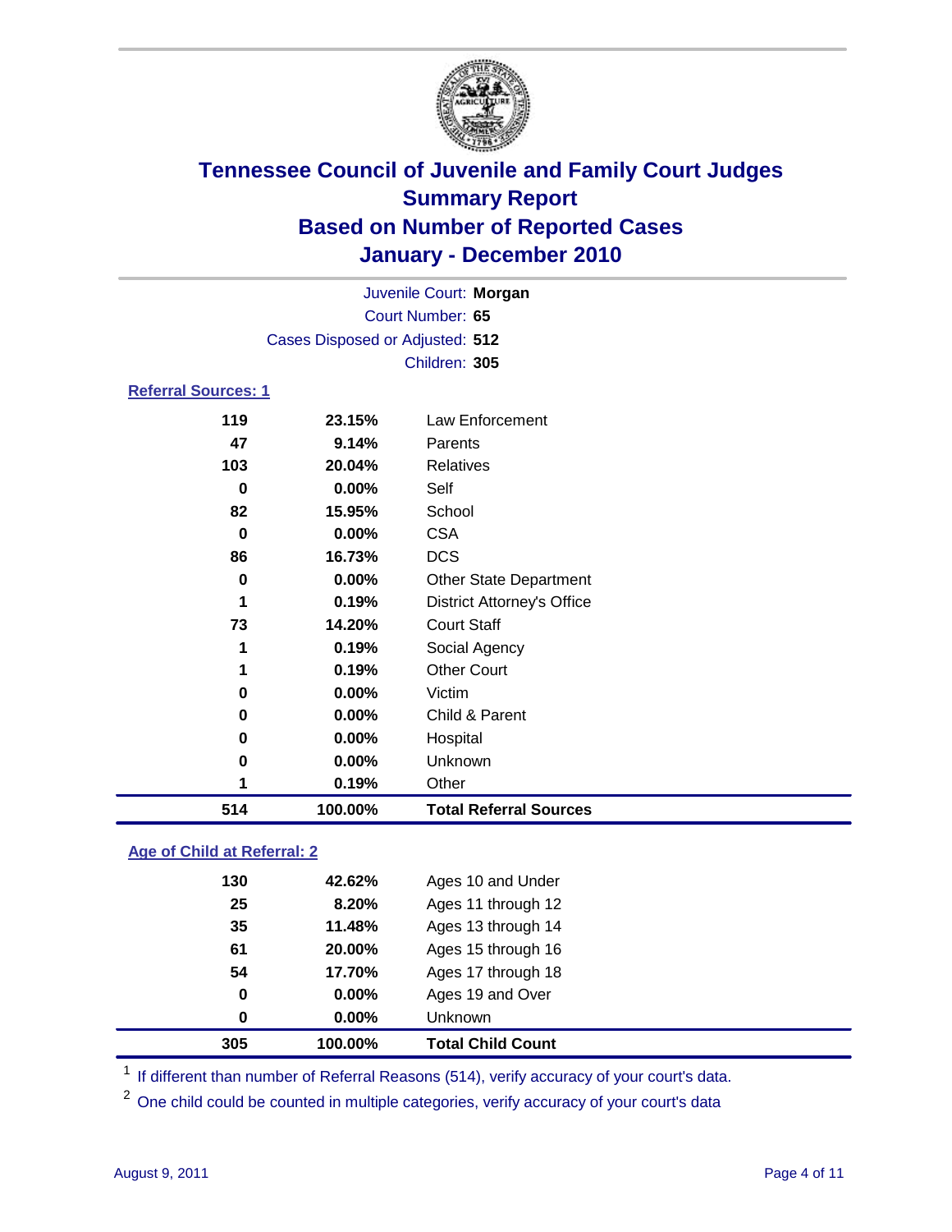# Tennessee Council of Juvenile and Family Court Judges
## Summary Report
## Based on Number of Reported Cases
## January - December 2010

Juvenile Court: **Morgan**
Court Number: **65**
Cases Disposed or Adjusted: **512**
Children: **305**

### Referral Sources: 1

| | | |
|---|---|---|
| 119 | 23.15% | Law Enforcement |
| 47 | 9.14% | Parents |
| 103 | 20.04% | Relatives |
| 0 | 0.00% | Self |
| 82 | 15.95% | School |
| 0 | 0.00% | CSA |
| 86 | 16.73% | DCS |
| 0 | 0.00% | Other State Department |
| 1 | 0.19% | District Attorney's Office |
| 73 | 14.20% | Court Staff |
| 1 | 0.19% | Social Agency |
| 1 | 0.19% | Other Court |
| 0 | 0.00% | Victim |
| 0 | 0.00% | Child & Parent |
| 0 | 0.00% | Hospital |
| 0 | 0.00% | Unknown |
| 1 | 0.19% | Other |
| **514** | **100.00%** | **Total Referral Sources** |

### Age of Child at Referral: 2

| | | |
|---|---|---|
| 130 | 42.62% | Ages 10 and Under |
| 25 | 8.20% | Ages 11 through 12 |
| 35 | 11.48% | Ages 13 through 14 |
| 61 | 20.00% | Ages 15 through 16 |
| 54 | 17.70% | Ages 17 through 18 |
| 0 | 0.00% | Ages 19 and Over |
| 0 | 0.00% | Unknown |
| **305** | **100.00%** | **Total Child Count** |

[1] If different than number of Referral Reasons (514), verify accuracy of your court's data.

[2] One child could be counted in multiple categories, verify accuracy of your court's data

August 9, 2011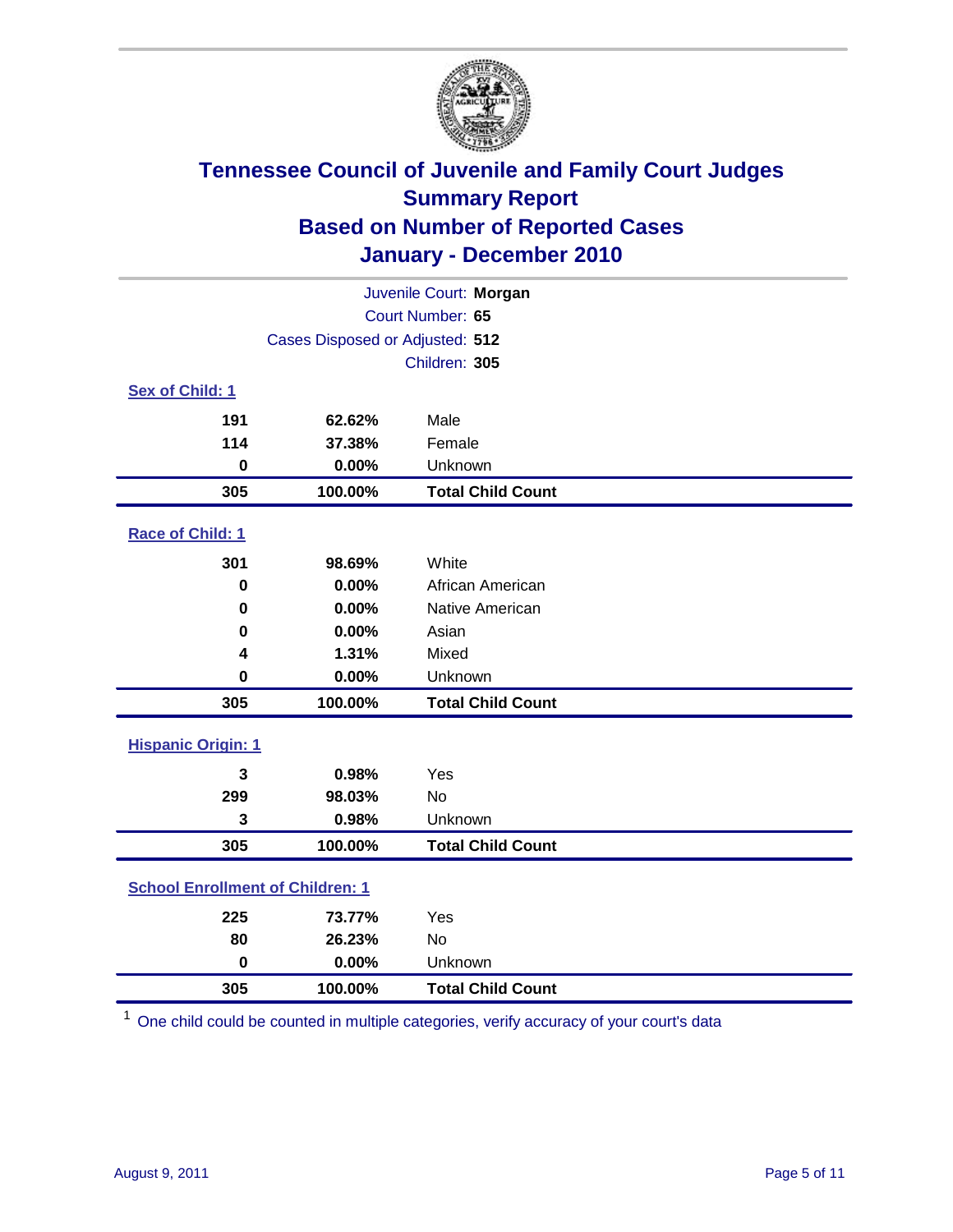# Tennessee Council of Juvenile and Family Court Judges
## Summary Report
## Based on Number of Reported Cases
## January - December 2010

Juvenile Court: **Morgan**
Court Number: **65**
Cases Disposed or Adjusted: **512**
Children: **305**

### Sex of Child: 1

| Count | Percent | Category |
|---|---|---|
| 191 | 62.62% | Male |
| 114 | 37.38% | Female |
| 0 | 0.00% | Unknown |
| **305** | **100.00%** | **Total Child Count** |

### Race of Child: 1

| Count | Percent | Category |
|---|---|---|
| 301 | 98.69% | White |
| 0 | 0.00% | African American |
| 0 | 0.00% | Native American |
| 0 | 0.00% | Asian |
| 4 | 1.31% | Mixed |
| 0 | 0.00% | Unknown |
| **305** | **100.00%** | **Total Child Count** |

### Hispanic Origin: 1

| Count | Percent | Category |
|---|---|---|
| 3 | 0.98% | Yes |
| 299 | 98.03% | No |
| 3 | 0.98% | Unknown |
| **305** | **100.00%** | **Total Child Count** |

### School Enrollment of Children: 1

| Count | Percent | Category |
|---|---|---|
| 225 | 73.77% | Yes |
| 80 | 26.23% | No |
| 0 | 0.00% | Unknown |
| **305** | **100.00%** | **Total Child Count** |

[1] One child could be counted in multiple categories, verify accuracy of your court's data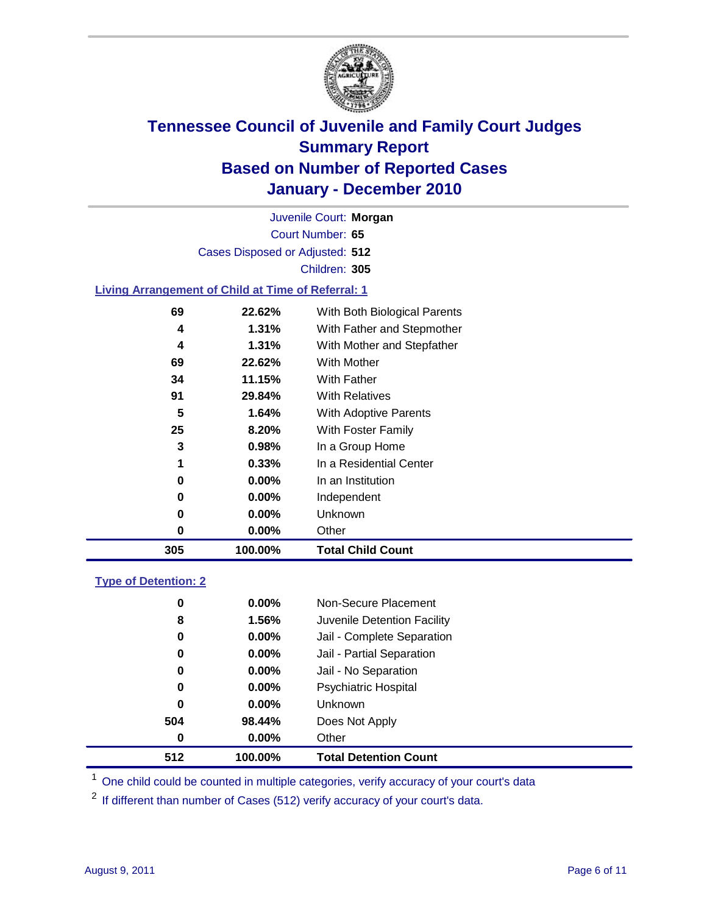# Tennessee Council of Juvenile and Family Court Judges
## Summary Report
## Based on Number of Reported Cases
## January - December 2010

Juvenile Court: **Morgan**
Court Number: **65**
Cases Disposed or Adjusted: **512**
Children: **305**

### Living Arrangement of Child at Time of Referral: 1

| Count | Percent | Category |
|---|---|---|
| 69 | 22.62% | With Both Biological Parents |
| 4 | 1.31% | With Father and Stepmother |
| 4 | 1.31% | With Mother and Stepfather |
| 69 | 22.62% | With Mother |
| 34 | 11.15% | With Father |
| 91 | 29.84% | With Relatives |
| 5 | 1.64% | With Adoptive Parents |
| 25 | 8.20% | With Foster Family |
| 3 | 0.98% | In a Group Home |
| 1 | 0.33% | In a Residential Center |
| 0 | 0.00% | In an Institution |
| 0 | 0.00% | Independent |
| 0 | 0.00% | Unknown |
| 0 | 0.00% | Other |
| **305** | **100.00%** | **Total Child Count** |

### Type of Detention: 2

| Count | Percent | Category |
|---|---|---|
| 0 | 0.00% | Non-Secure Placement |
| 8 | 1.56% | Juvenile Detention Facility |
| 0 | 0.00% | Jail - Complete Separation |
| 0 | 0.00% | Jail - Partial Separation |
| 0 | 0.00% | Jail - No Separation |
| 0 | 0.00% | Psychiatric Hospital |
| 0 | 0.00% | Unknown |
| 504 | 98.44% | Does Not Apply |
| 0 | 0.00% | Other |
| **512** | **100.00%** | **Total Detention Count** |

[1] One child could be counted in multiple categories, verify accuracy of your court's data

[2] If different than number of Cases (512) verify accuracy of your court's data.

August 9, 2011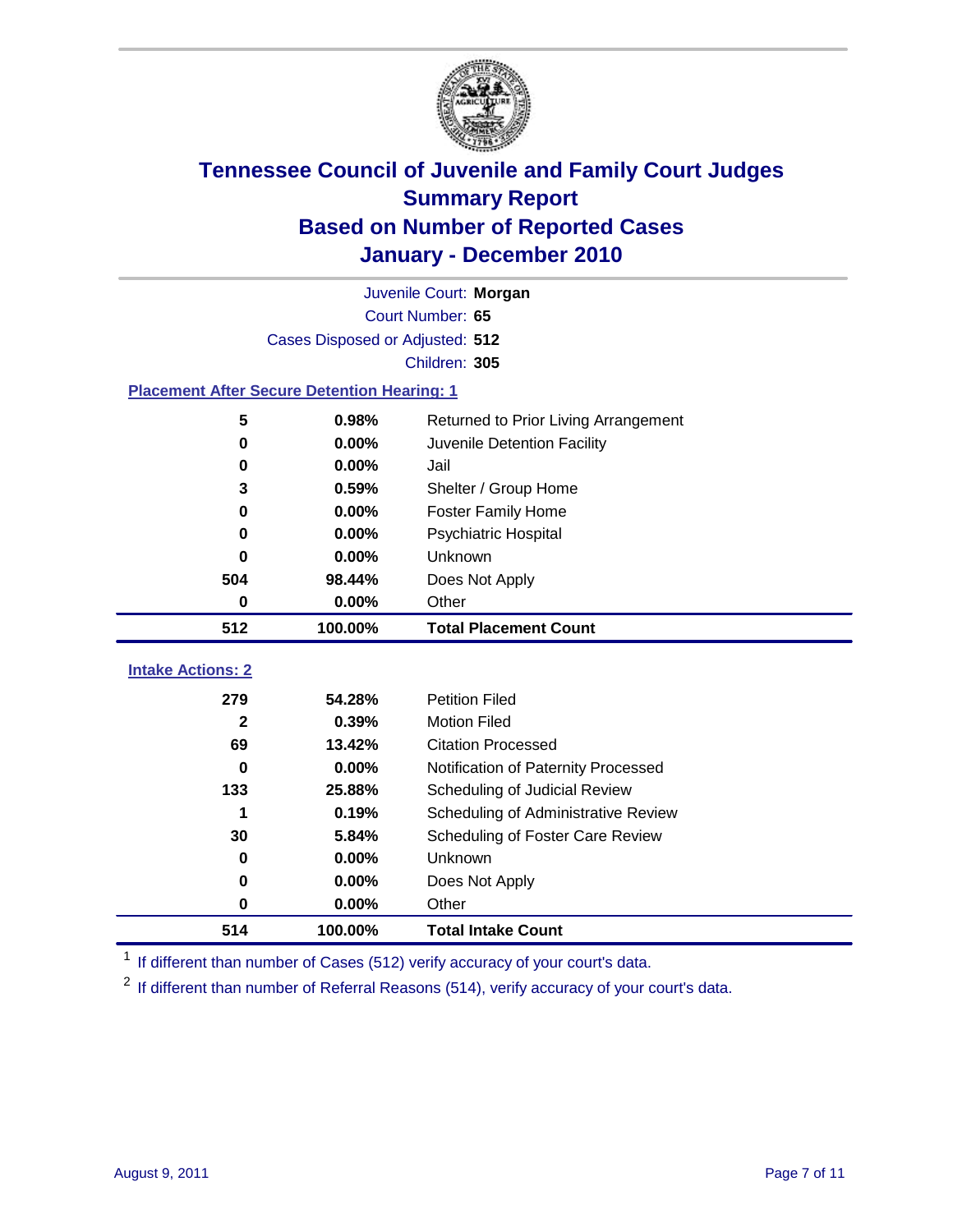# Tennessee Council of Juvenile and Family Court Judges
## Summary Report
## Based on Number of Reported Cases
## January - December 2010

Juvenile Court: **Morgan**

Court Number: **65**

Cases Disposed or Adjusted: **512**

Children: **305**

### Placement After Secure Detention Hearing: 1

| | | |
|---|---|---|
| 5 | 0.98% | Returned to Prior Living Arrangement |
| 0 | 0.00% | Juvenile Detention Facility |
| 0 | 0.00% | Jail |
| 3 | 0.59% | Shelter / Group Home |
| 0 | 0.00% | Foster Family Home |
| 0 | 0.00% | Psychiatric Hospital |
| 0 | 0.00% | Unknown |
| 504 | 98.44% | Does Not Apply |
| 0 | 0.00% | Other |
| **512** | **100.00%** | **Total Placement Count** |

### Intake Actions: 2

| | | |
|---|---|---|
| 279 | 54.28% | Petition Filed |
| 2 | 0.39% | Motion Filed |
| 69 | 13.42% | Citation Processed |
| 0 | 0.00% | Notification of Paternity Processed |
| 133 | 25.88% | Scheduling of Judicial Review |
| 1 | 0.19% | Scheduling of Administrative Review |
| 30 | 5.84% | Scheduling of Foster Care Review |
| 0 | 0.00% | Unknown |
| 0 | 0.00% | Does Not Apply |
| 0 | 0.00% | Other |
| **514** | **100.00%** | **Total Intake Count** |

[1] If different than number of Cases (512) verify accuracy of your court's data.

[2] If different than number of Referral Reasons (514), verify accuracy of your court's data.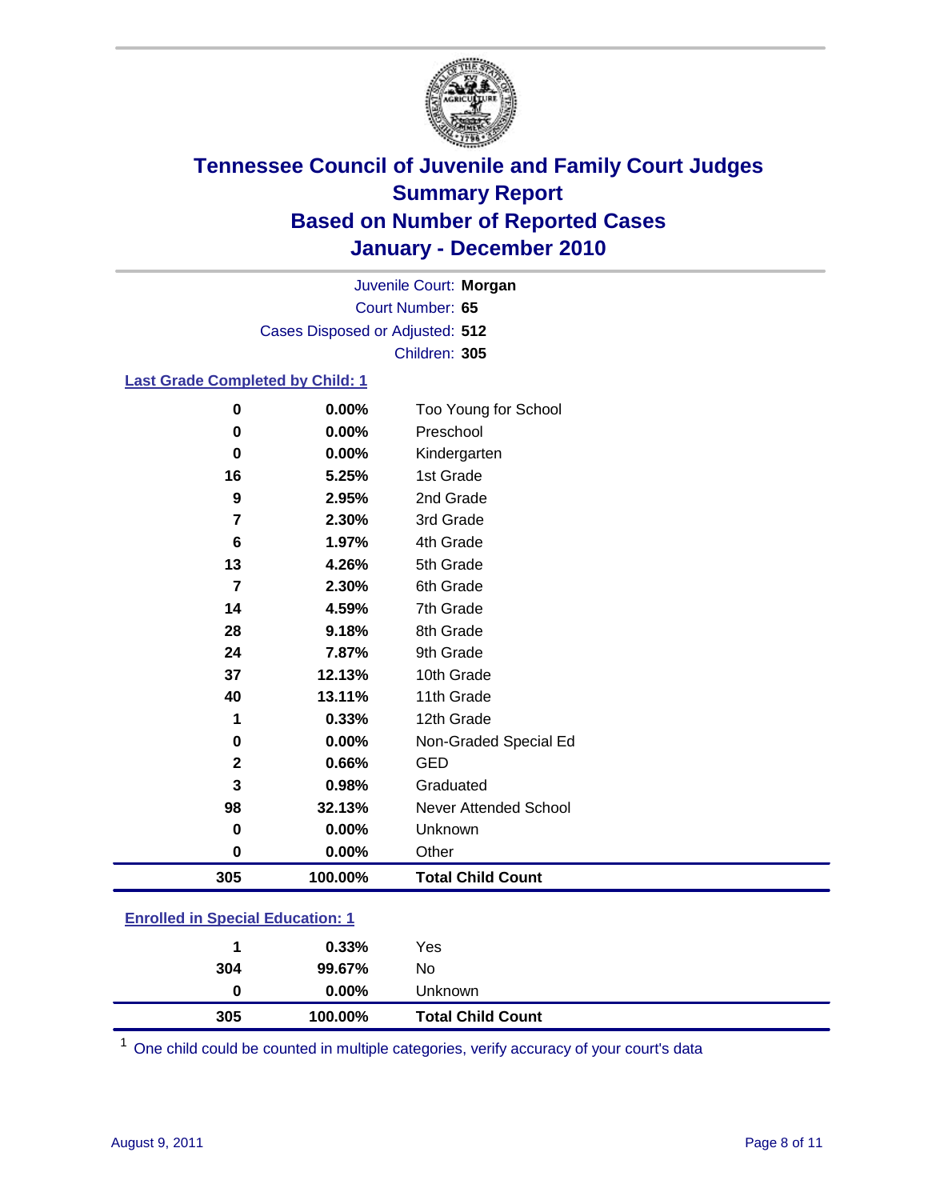# Tennessee Council of Juvenile and Family Court Judges
## Summary Report
## Based on Number of Reported Cases
## January - December 2010

Juvenile Court: **Morgan**
Court Number: **65**
Cases Disposed or Adjusted: **512**
Children: **305**

### Last Grade Completed by Child: 1

| Count | Percent | Category |
|---|---|---|
| 0 | 0.00% | Too Young for School |
| 0 | 0.00% | Preschool |
| 0 | 0.00% | Kindergarten |
| 16 | 5.25% | 1st Grade |
| 9 | 2.95% | 2nd Grade |
| 7 | 2.30% | 3rd Grade |
| 6 | 1.97% | 4th Grade |
| 13 | 4.26% | 5th Grade |
| 7 | 2.30% | 6th Grade |
| 14 | 4.59% | 7th Grade |
| 28 | 9.18% | 8th Grade |
| 24 | 7.87% | 9th Grade |
| 37 | 12.13% | 10th Grade |
| 40 | 13.11% | 11th Grade |
| 1 | 0.33% | 12th Grade |
| 0 | 0.00% | Non-Graded Special Ed |
| 2 | 0.66% | GED |
| 3 | 0.98% | Graduated |
| 98 | 32.13% | Never Attended School |
| 0 | 0.00% | Unknown |
| 0 | 0.00% | Other |
| **305** | **100.00%** | **Total Child Count** |

### Enrolled in Special Education: 1

| Count | Percent | Category |
|---|---|---|
| 1 | 0.33% | Yes |
| 304 | 99.67% | No |
| 0 | 0.00% | Unknown |
| **305** | **100.00%** | **Total Child Count** |

[1] One child could be counted in multiple categories, verify accuracy of your court's data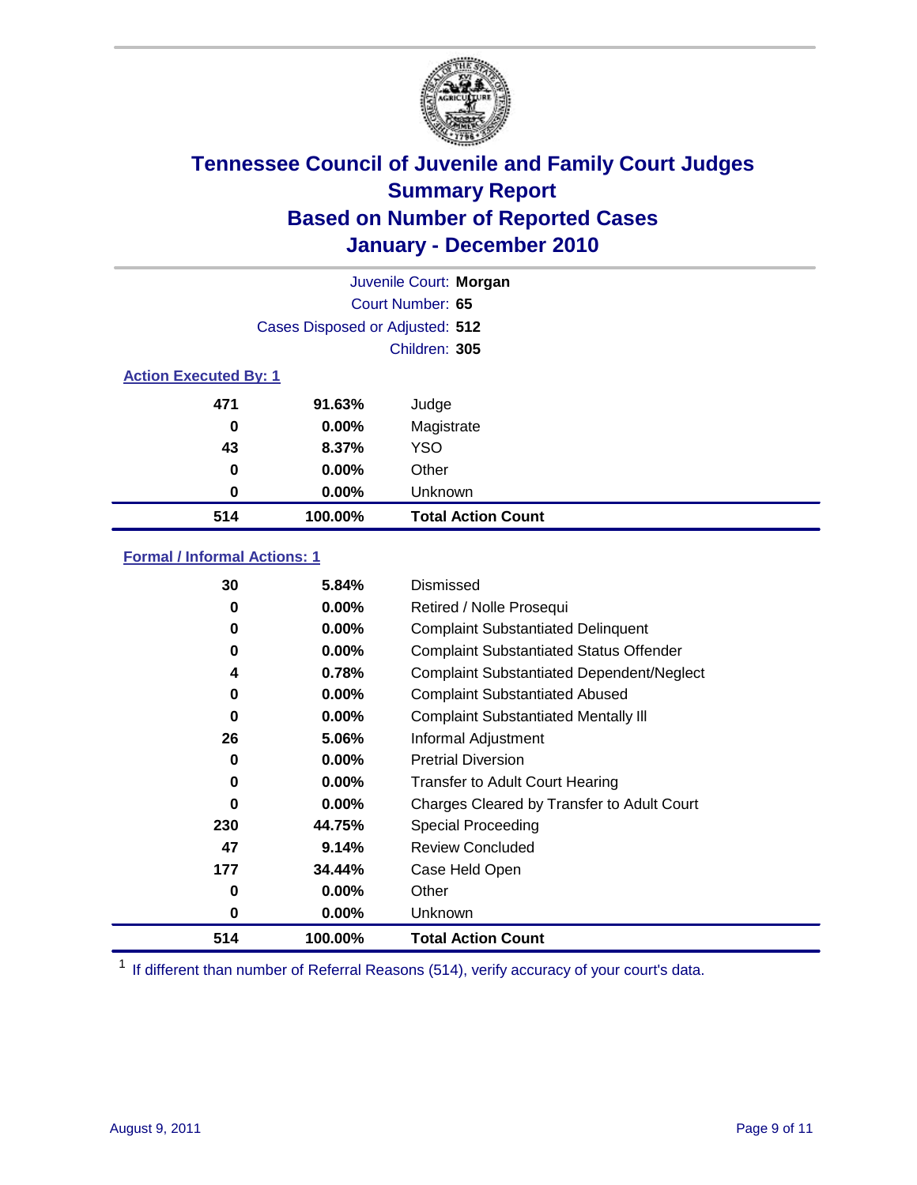# Tennessee Council of Juvenile and Family Court Judges
## Summary Report
## Based on Number of Reported Cases
## January - December 2010

Juvenile Court: **Morgan**
Court Number: **65**
Cases Disposed or Adjusted: **512**
Children: **305**

### Action Executed By: 1

| | | |
|---|---|---|
| 471 | 91.63% | Judge |
| 0 | 0.00% | Magistrate |
| 43 | 8.37% | YSO |
| 0 | 0.00% | Other |
| 0 | 0.00% | Unknown |
| **514** | **100.00%** | **Total Action Count** |

### Formal / Informal Actions: 1

| | | |
|---|---|---|
| 30 | 5.84% | Dismissed |
| 0 | 0.00% | Retired / Nolle Prosequi |
| 0 | 0.00% | Complaint Substantiated Delinquent |
| 0 | 0.00% | Complaint Substantiated Status Offender |
| 4 | 0.78% | Complaint Substantiated Dependent/Neglect |
| 0 | 0.00% | Complaint Substantiated Abused |
| 0 | 0.00% | Complaint Substantiated Mentally Ill |
| 26 | 5.06% | Informal Adjustment |
| 0 | 0.00% | Pretrial Diversion |
| 0 | 0.00% | Transfer to Adult Court Hearing |
| 0 | 0.00% | Charges Cleared by Transfer to Adult Court |
| 230 | 44.75% | Special Proceeding |
| 47 | 9.14% | Review Concluded |
| 177 | 34.44% | Case Held Open |
| 0 | 0.00% | Other |
| 0 | 0.00% | Unknown |
| **514** | **100.00%** | **Total Action Count** |

[1] If different than number of Referral Reasons (514), verify accuracy of your court's data.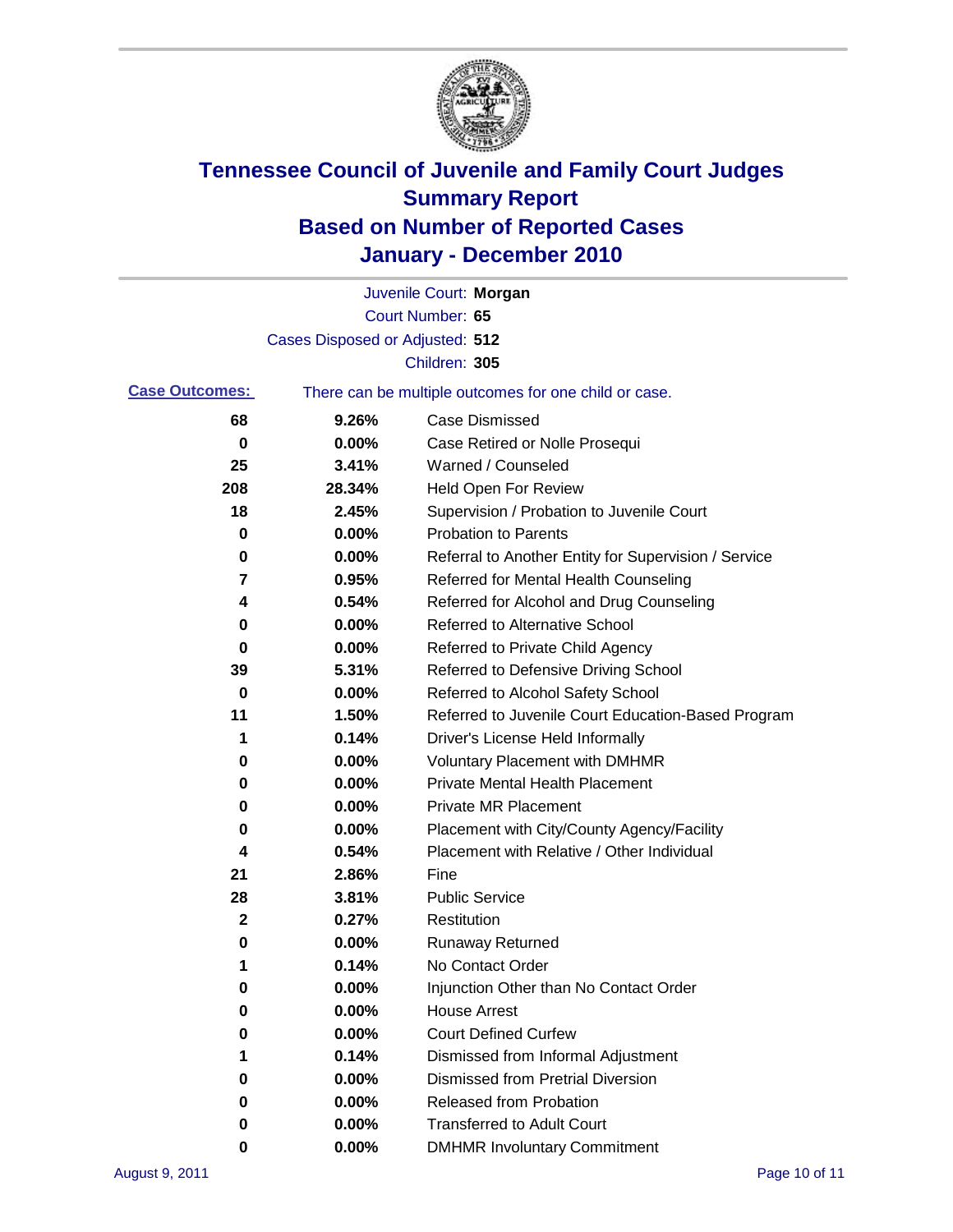# Tennessee Council of Juvenile and Family Court Judges
## Summary Report
## Based on Number of Reported Cases
## January - December 2010

Juvenile Court: **Morgan**

Court Number: **65**

Cases Disposed or Adjusted: **512**

Children: **305**

**Case Outcomes:** There can be multiple outcomes for one child or case.

| | | |
|---|---|---|
| 68 | 9.26% | Case Dismissed |
| 0 | 0.00% | Case Retired or Nolle Prosequi |
| 25 | 3.41% | Warned / Counseled |
| 208 | 28.34% | Held Open For Review |
| 18 | 2.45% | Supervision / Probation to Juvenile Court |
| 0 | 0.00% | Probation to Parents |
| 0 | 0.00% | Referral to Another Entity for Supervision / Service |
| 7 | 0.95% | Referred for Mental Health Counseling |
| 4 | 0.54% | Referred for Alcohol and Drug Counseling |
| 0 | 0.00% | Referred to Alternative School |
| 0 | 0.00% | Referred to Private Child Agency |
| 39 | 5.31% | Referred to Defensive Driving School |
| 0 | 0.00% | Referred to Alcohol Safety School |
| 11 | 1.50% | Referred to Juvenile Court Education-Based Program |
| 1 | 0.14% | Driver's License Held Informally |
| 0 | 0.00% | Voluntary Placement with DMHMR |
| 0 | 0.00% | Private Mental Health Placement |
| 0 | 0.00% | Private MR Placement |
| 0 | 0.00% | Placement with City/County Agency/Facility |
| 4 | 0.54% | Placement with Relative / Other Individual |
| 21 | 2.86% | Fine |
| 28 | 3.81% | Public Service |
| 2 | 0.27% | Restitution |
| 0 | 0.00% | Runaway Returned |
| 1 | 0.14% | No Contact Order |
| 0 | 0.00% | Injunction Other than No Contact Order |
| 0 | 0.00% | House Arrest |
| 0 | 0.00% | Court Defined Curfew |
| 1 | 0.14% | Dismissed from Informal Adjustment |
| 0 | 0.00% | Dismissed from Pretrial Diversion |
| 0 | 0.00% | Released from Probation |
| 0 | 0.00% | Transferred to Adult Court |
| 0 | 0.00% | DMHMR Involuntary Commitment |

August 9, 2011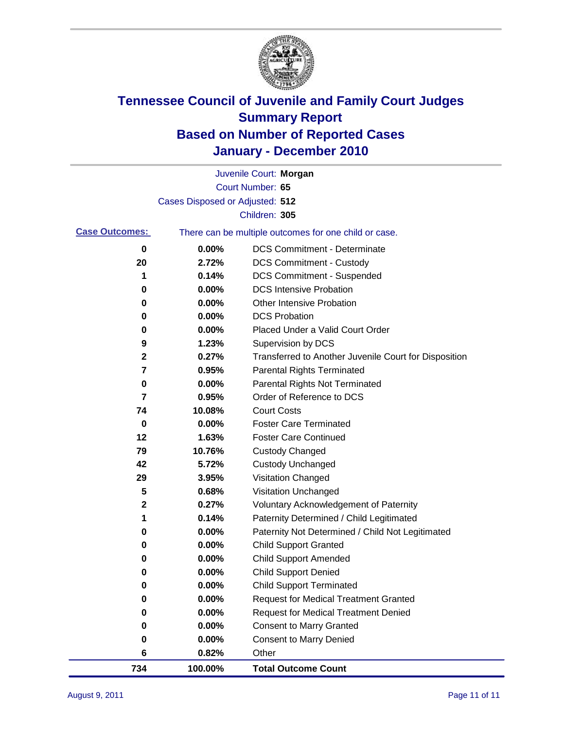# Tennessee Council of Juvenile and Family Court Judges
## Summary Report
## Based on Number of Reported Cases
## January - December 2010

Juvenile Court: **Morgan**

Court Number: **65**

Cases Disposed or Adjusted: **512**

Children: **305**

**Case Outcomes:** There can be multiple outcomes for one child or case.

| | | |
|---|---|---|
| 0 | 0.00% | DCS Commitment - Determinate |
| 20 | 2.72% | DCS Commitment - Custody |
| 1 | 0.14% | DCS Commitment - Suspended |
| 0 | 0.00% | DCS Intensive Probation |
| 0 | 0.00% | Other Intensive Probation |
| 0 | 0.00% | DCS Probation |
| 0 | 0.00% | Placed Under a Valid Court Order |
| 9 | 1.23% | Supervision by DCS |
| 2 | 0.27% | Transferred to Another Juvenile Court for Disposition |
| 7 | 0.95% | Parental Rights Terminated |
| 0 | 0.00% | Parental Rights Not Terminated |
| 7 | 0.95% | Order of Reference to DCS |
| 74 | 10.08% | Court Costs |
| 0 | 0.00% | Foster Care Terminated |
| 12 | 1.63% | Foster Care Continued |
| 79 | 10.76% | Custody Changed |
| 42 | 5.72% | Custody Unchanged |
| 29 | 3.95% | Visitation Changed |
| 5 | 0.68% | Visitation Unchanged |
| 2 | 0.27% | Voluntary Acknowledgement of Paternity |
| 1 | 0.14% | Paternity Determined / Child Legitimated |
| 0 | 0.00% | Paternity Not Determined / Child Not Legitimated |
| 0 | 0.00% | Child Support Granted |
| 0 | 0.00% | Child Support Amended |
| 0 | 0.00% | Child Support Denied |
| 0 | 0.00% | Child Support Terminated |
| 0 | 0.00% | Request for Medical Treatment Granted |
| 0 | 0.00% | Request for Medical Treatment Denied |
| 0 | 0.00% | Consent to Marry Granted |
| 0 | 0.00% | Consent to Marry Denied |
| 6 | 0.82% | Other |
| **734** | **100.00%** | **Total Outcome Count** |